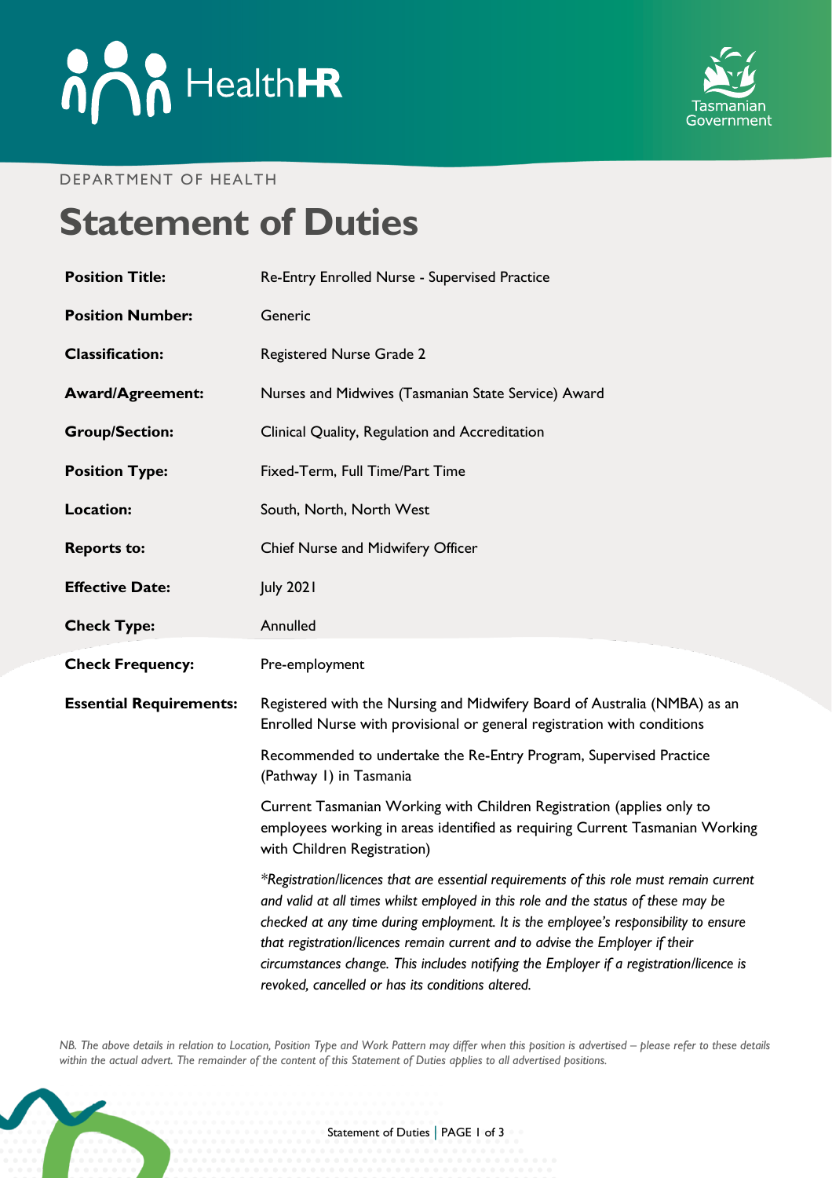HealthHR

Tasmanian Government

DEPARTMENT OF HEALTH

# Statement of Duties

| | |
|---|---|
| **Position Title:** | Re-Entry Enrolled Nurse - Supervised Practice |
| **Position Number:** | Generic |
| **Classification:** | Registered Nurse Grade 2 |
| **Award/Agreement:** | Nurses and Midwives (Tasmanian State Service) Award |
| **Group/Section:** | Clinical Quality, Regulation and Accreditation |
| **Position Type:** | Fixed-Term, Full Time/Part Time |
| **Location:** | South, North, North West |
| **Reports to:** | Chief Nurse and Midwifery Officer |
| **Effective Date:** | July 2021 |
| **Check Type:** | Annulled |
| **Check Frequency:** | Pre-employment |
| **Essential Requirements:** | Registered with the Nursing and Midwifery Board of Australia (NMBA) as an Enrolled Nurse with provisional or general registration with conditions<br><br>Recommended to undertake the Re-Entry Program, Supervised Practice (Pathway 1) in Tasmania<br><br>Current Tasmanian Working with Children Registration (applies only to employees working in areas identified as requiring Current Tasmanian Working with Children Registration)<br><br>*\*Registration/licences that are essential requirements of this role must remain current and valid at all times whilst employed in this role and the status of these may be checked at any time during employment. It is the employee's responsibility to ensure that registration/licences remain current and to advise the Employer if their circumstances change. This includes notifying the Employer if a registration/licence is revoked, cancelled or has its conditions altered.* |

*NB. The above details in relation to Location, Position Type and Work Pattern may differ when this position is advertised – please refer to these details within the actual advert. The remainder of the content of this Statement of Duties applies to all advertised positions.*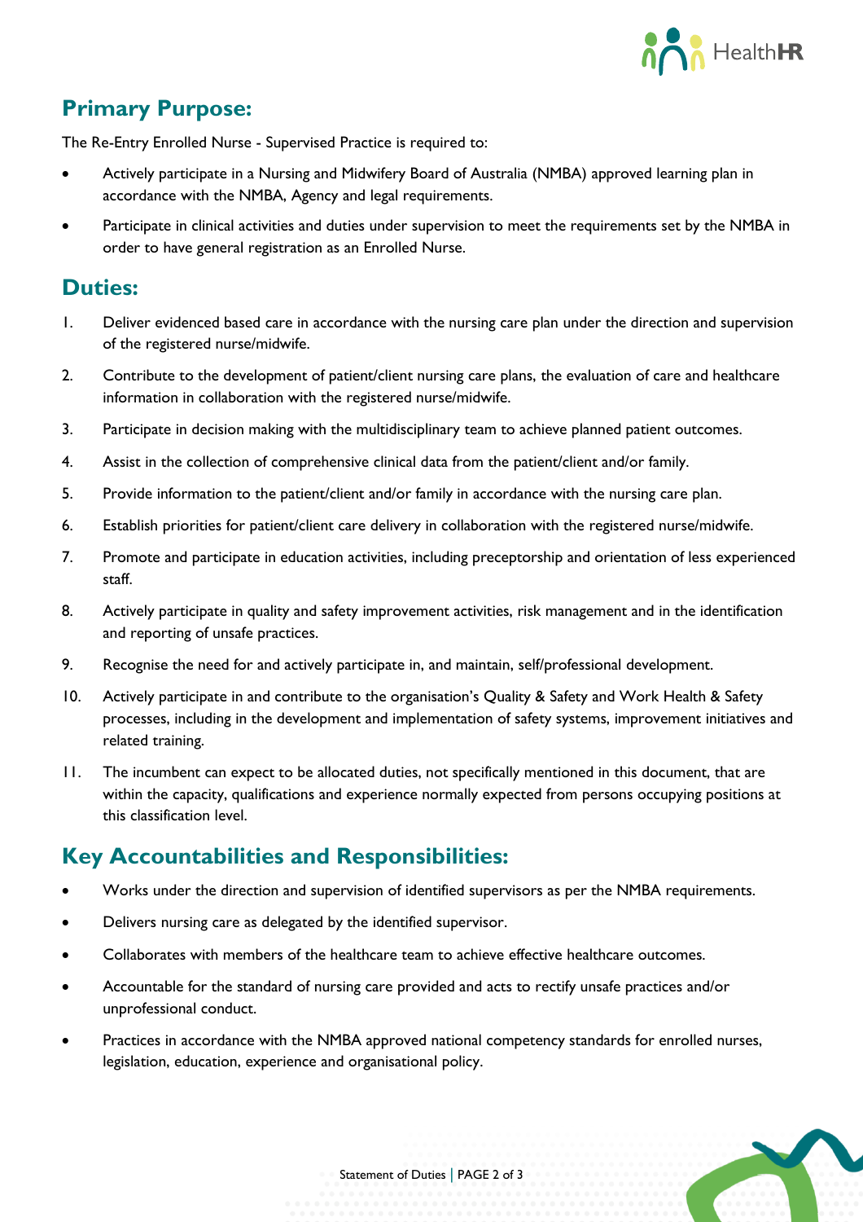## Primary Purpose:

The Re-Entry Enrolled Nurse - Supervised Practice is required to:

- Actively participate in a Nursing and Midwifery Board of Australia (NMBA) approved learning plan in accordance with the NMBA, Agency and legal requirements.
- Participate in clinical activities and duties under supervision to meet the requirements set by the NMBA in order to have general registration as an Enrolled Nurse.

## Duties:

1. Deliver evidenced based care in accordance with the nursing care plan under the direction and supervision of the registered nurse/midwife.
2. Contribute to the development of patient/client nursing care plans, the evaluation of care and healthcare information in collaboration with the registered nurse/midwife.
3. Participate in decision making with the multidisciplinary team to achieve planned patient outcomes.
4. Assist in the collection of comprehensive clinical data from the patient/client and/or family.
5. Provide information to the patient/client and/or family in accordance with the nursing care plan.
6. Establish priorities for patient/client care delivery in collaboration with the registered nurse/midwife.
7. Promote and participate in education activities, including preceptorship and orientation of less experienced staff.
8. Actively participate in quality and safety improvement activities, risk management and in the identification and reporting of unsafe practices.
9. Recognise the need for and actively participate in, and maintain, self/professional development.
10. Actively participate in and contribute to the organisation's Quality & Safety and Work Health & Safety processes, including in the development and implementation of safety systems, improvement initiatives and related training.
11. The incumbent can expect to be allocated duties, not specifically mentioned in this document, that are within the capacity, qualifications and experience normally expected from persons occupying positions at this classification level.

## Key Accountabilities and Responsibilities:

- Works under the direction and supervision of identified supervisors as per the NMBA requirements.
- Delivers nursing care as delegated by the identified supervisor.
- Collaborates with members of the healthcare team to achieve effective healthcare outcomes.
- Accountable for the standard of nursing care provided and acts to rectify unsafe practices and/or unprofessional conduct.
- Practices in accordance with the NMBA approved national competency standards for enrolled nurses, legislation, education, experience and organisational policy.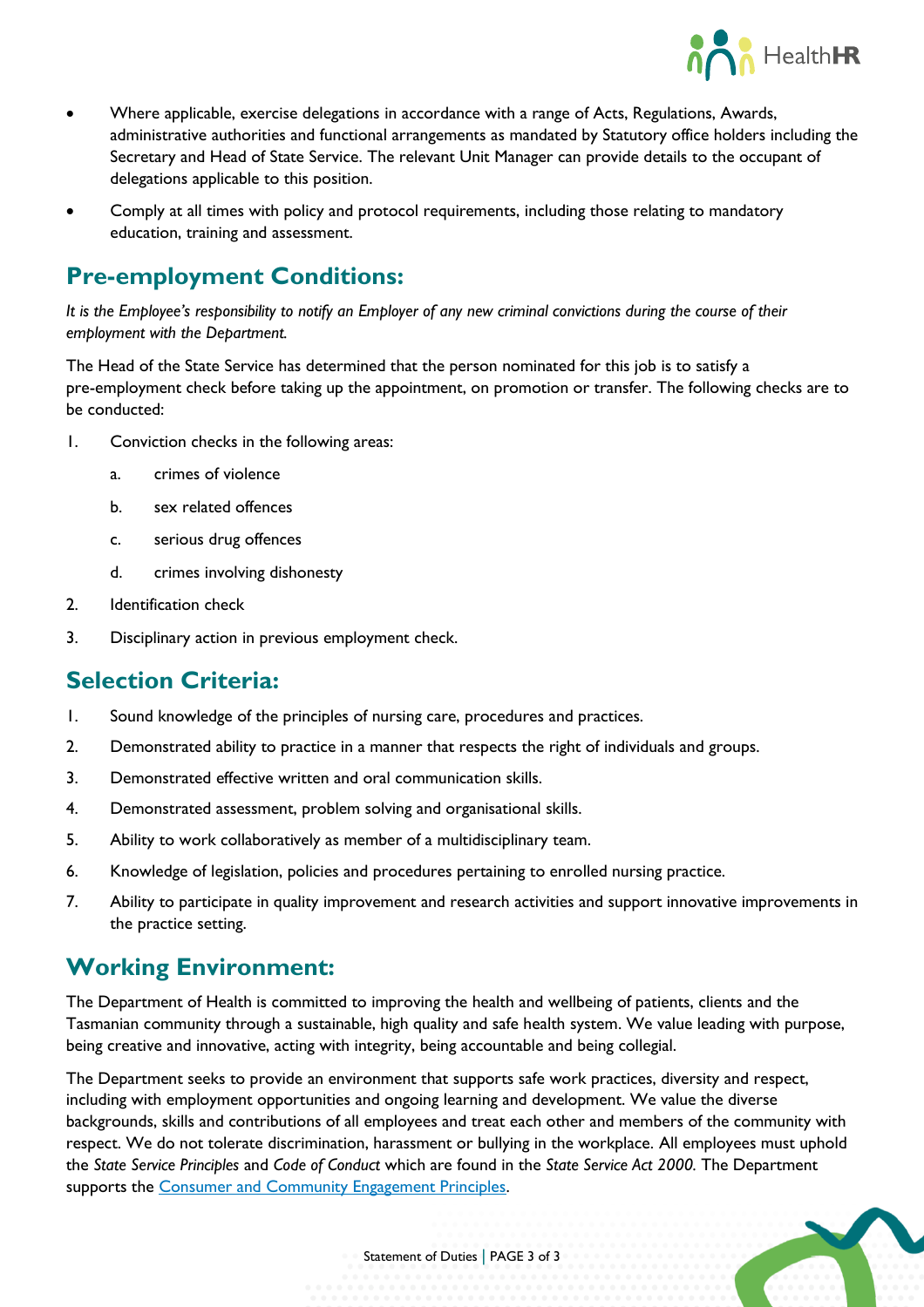- Where applicable, exercise delegations in accordance with a range of Acts, Regulations, Awards, administrative authorities and functional arrangements as mandated by Statutory office holders including the Secretary and Head of State Service. The relevant Unit Manager can provide details to the occupant of delegations applicable to this position.
- Comply at all times with policy and protocol requirements, including those relating to mandatory education, training and assessment.

## Pre-employment Conditions:

*It is the Employee's responsibility to notify an Employer of any new criminal convictions during the course of their employment with the Department.*

The Head of the State Service has determined that the person nominated for this job is to satisfy a pre-employment check before taking up the appointment, on promotion or transfer. The following checks are to be conducted:

1. Conviction checks in the following areas:
   a. crimes of violence
   b. sex related offences
   c. serious drug offences
   d. crimes involving dishonesty
2. Identification check
3. Disciplinary action in previous employment check.

## Selection Criteria:

1. Sound knowledge of the principles of nursing care, procedures and practices.
2. Demonstrated ability to practice in a manner that respects the right of individuals and groups.
3. Demonstrated effective written and oral communication skills.
4. Demonstrated assessment, problem solving and organisational skills.
5. Ability to work collaboratively as member of a multidisciplinary team.
6. Knowledge of legislation, policies and procedures pertaining to enrolled nursing practice.
7. Ability to participate in quality improvement and research activities and support innovative improvements in the practice setting.

## Working Environment:

The Department of Health is committed to improving the health and wellbeing of patients, clients and the Tasmanian community through a sustainable, high quality and safe health system. We value leading with purpose, being creative and innovative, acting with integrity, being accountable and being collegial.

The Department seeks to provide an environment that supports safe work practices, diversity and respect, including with employment opportunities and ongoing learning and development. We value the diverse backgrounds, skills and contributions of all employees and treat each other and members of the community with respect. We do not tolerate discrimination, harassment or bullying in the workplace. All employees must uphold the *State Service Principles* and *Code of Conduct* which are found in the *State Service Act 2000*. The Department supports the Consumer and Community Engagement Principles.